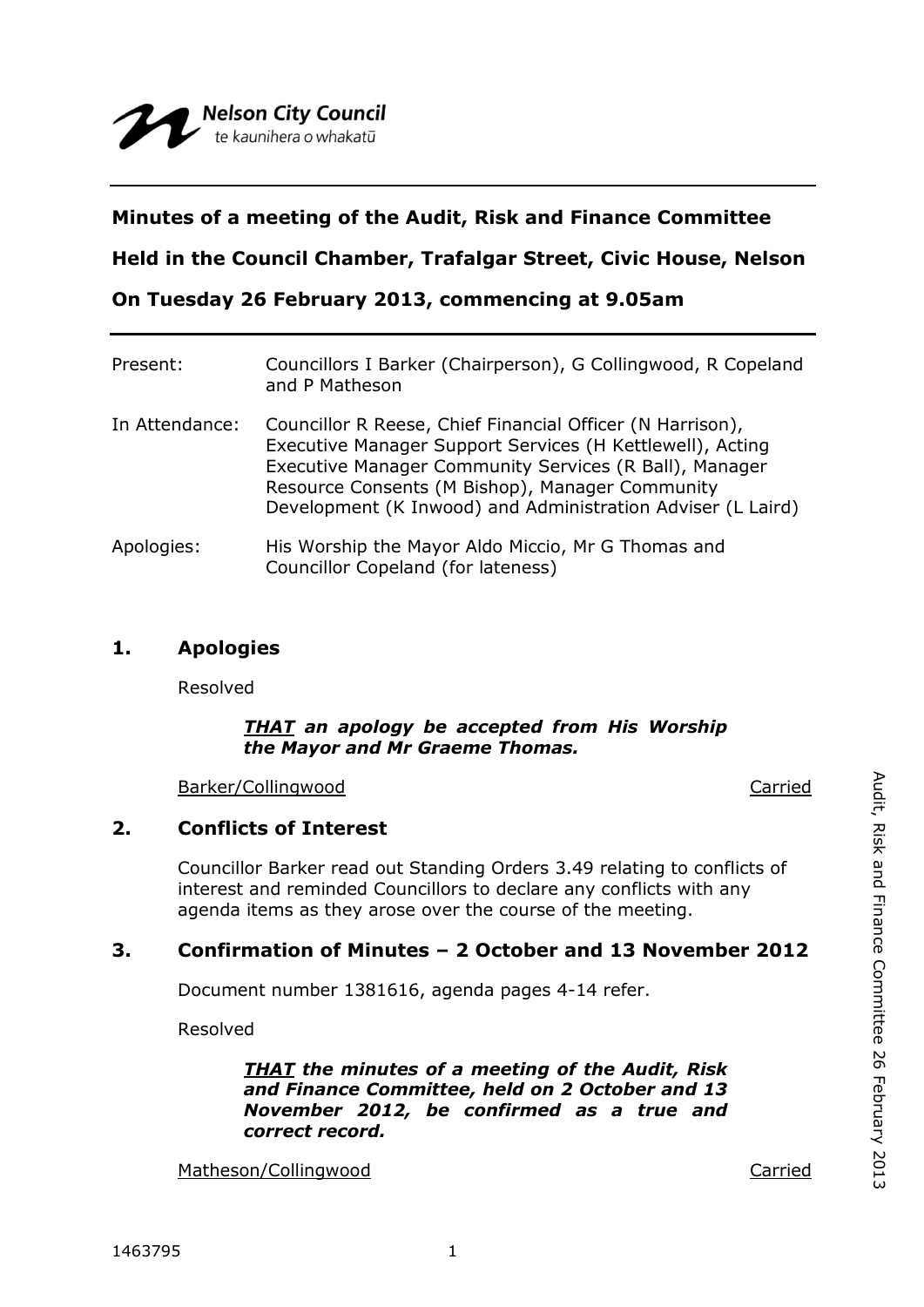Nelson City Council
te kaunihera o whakatū

**Minutes of a meeting of the Audit, Risk and Finance Committee**

**Held in the Council Chamber, Trafalgar Street, Civic House, Nelson**

**On Tuesday 26 February 2013, commencing at 9.05am**

Present: Councillors I Barker (Chairperson), G Collingwood, R Copeland and P Matheson

In Attendance: Councillor R Reese, Chief Financial Officer (N Harrison), Executive Manager Support Services (H Kettlewell), Acting Executive Manager Community Services (R Ball), Manager Resource Consents (M Bishop), Manager Community Development (K Inwood) and Administration Adviser (L Laird)

Apologies: His Worship the Mayor Aldo Miccio, Mr G Thomas and Councillor Copeland (for lateness)

## 1. Apologies

Resolved

> ***THAT** an apology be accepted from His Worship the Mayor and Mr Graeme Thomas.*

Barker/Collingwood — Carried

## 2. Conflicts of Interest

Councillor Barker read out Standing Orders 3.49 relating to conflicts of interest and reminded Councillors to declare any conflicts with any agenda items as they arose over the course of the meeting.

## 3. Confirmation of Minutes – 2 October and 13 November 2012

Document number 1381616, agenda pages 4-14 refer.

Resolved

> ***THAT** the minutes of a meeting of the Audit, Risk and Finance Committee, held on 2 October and 13 November 2012, be confirmed as a true and correct record.*

Matheson/Collingwood — Carried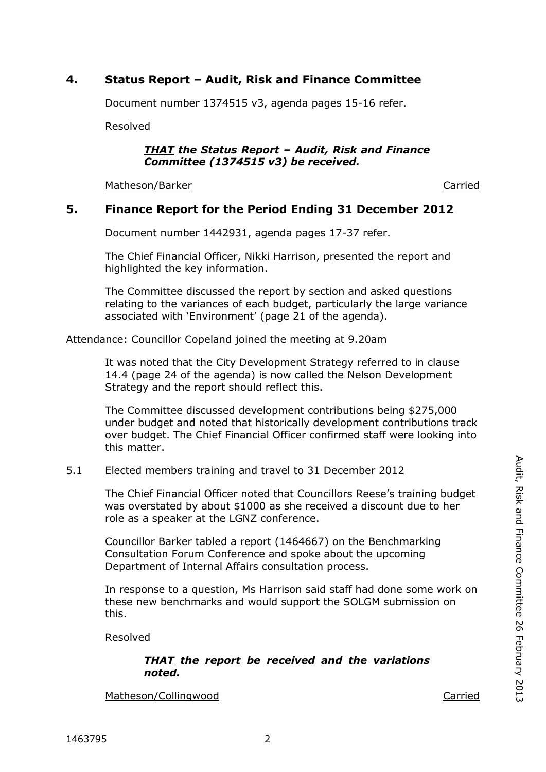## 4. Status Report – Audit, Risk and Finance Committee

Document number 1374515 v3, agenda pages 15-16 refer.

Resolved

***<u>THAT</u> the Status Report – Audit, Risk and Finance Committee (1374515 v3) be received.***

<u>Matheson/Barker</u> <u>Carried</u>

## 5. Finance Report for the Period Ending 31 December 2012

Document number 1442931, agenda pages 17-37 refer.

The Chief Financial Officer, Nikki Harrison, presented the report and highlighted the key information.

The Committee discussed the report by section and asked questions relating to the variances of each budget, particularly the large variance associated with 'Environment' (page 21 of the agenda).

Attendance: Councillor Copeland joined the meeting at 9.20am

It was noted that the City Development Strategy referred to in clause 14.4 (page 24 of the agenda) is now called the Nelson Development Strategy and the report should reflect this.

The Committee discussed development contributions being $275,000 under budget and noted that historically development contributions track over budget. The Chief Financial Officer confirmed staff were looking into this matter.

5.1 Elected members training and travel to 31 December 2012

The Chief Financial Officer noted that Councillors Reese's training budget was overstated by about $1000 as she received a discount due to her role as a speaker at the LGNZ conference.

Councillor Barker tabled a report (1464667) on the Benchmarking Consultation Forum Conference and spoke about the upcoming Department of Internal Affairs consultation process.

In response to a question, Ms Harrison said staff had done some work on these new benchmarks and would support the SOLGM submission on this.

Resolved

***<u>THAT</u> the report be received and the variations noted.***

<u>Matheson/Collingwood</u> <u>Carried</u>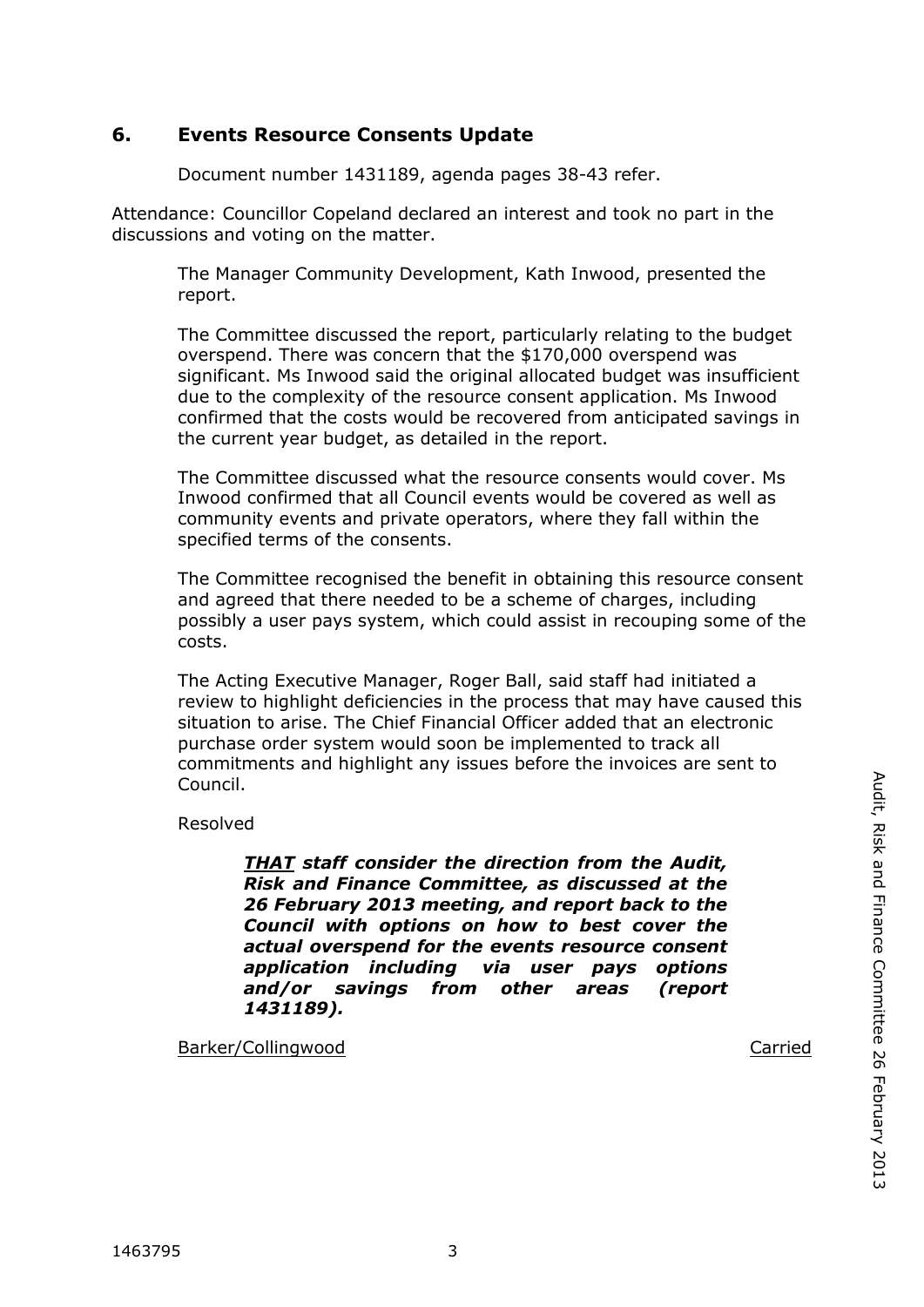## 6. Events Resource Consents Update

Document number 1431189, agenda pages 38-43 refer.

Attendance: Councillor Copeland declared an interest and took no part in the discussions and voting on the matter.

The Manager Community Development, Kath Inwood, presented the report.

The Committee discussed the report, particularly relating to the budget overspend. There was concern that the $170,000 overspend was significant. Ms Inwood said the original allocated budget was insufficient due to the complexity of the resource consent application. Ms Inwood confirmed that the costs would be recovered from anticipated savings in the current year budget, as detailed in the report.

The Committee discussed what the resource consents would cover. Ms Inwood confirmed that all Council events would be covered as well as community events and private operators, where they fall within the specified terms of the consents.

The Committee recognised the benefit in obtaining this resource consent and agreed that there needed to be a scheme of charges, including possibly a user pays system, which could assist in recouping some of the costs.

The Acting Executive Manager, Roger Ball, said staff had initiated a review to highlight deficiencies in the process that may have caused this situation to arise. The Chief Financial Officer added that an electronic purchase order system would soon be implemented to track all commitments and highlight any issues before the invoices are sent to Council.

Resolved

> ***THAT** staff consider the direction from the Audit, Risk and Finance Committee, as discussed at the 26 February 2013 meeting, and report back to the Council with options on how to best cover the actual overspend for the events resource consent application including via user pays options and/or savings from other areas (report 1431189).*

Barker/Collingwood — Carried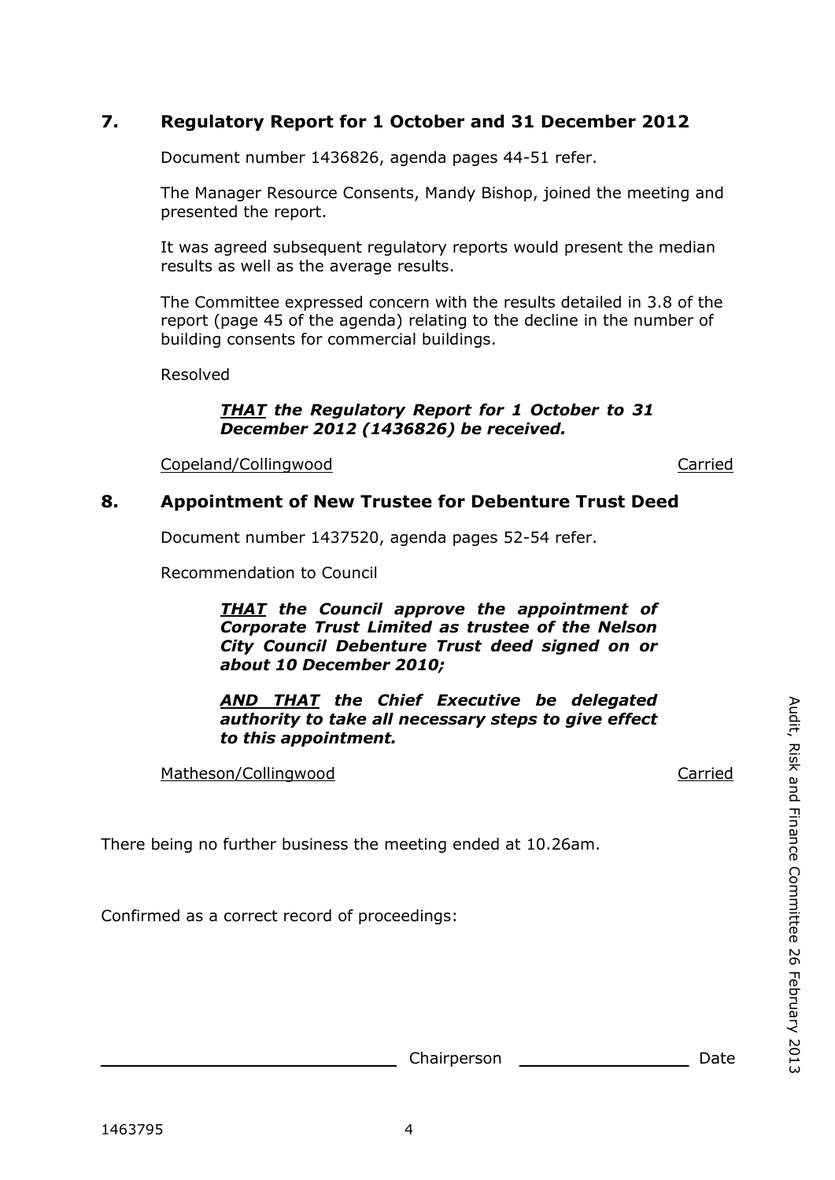## 7. Regulatory Report for 1 October and 31 December 2012

Document number 1436826, agenda pages 44-51 refer.

The Manager Resource Consents, Mandy Bishop, joined the meeting and presented the report.

It was agreed subsequent regulatory reports would present the median results as well as the average results.

The Committee expressed concern with the results detailed in 3.8 of the report (page 45 of the agenda) relating to the decline in the number of building consents for commercial buildings.

Resolved

> ***THAT*** ***the Regulatory Report for 1 October to 31 December 2012 (1436826) be received.***

Copeland/Collingwood — Carried

## 8. Appointment of New Trustee for Debenture Trust Deed

Document number 1437520, agenda pages 52-54 refer.

Recommendation to Council

> ***THAT*** ***the Council approve the appointment of Corporate Trust Limited as trustee of the Nelson City Council Debenture Trust deed signed on or about 10 December 2010;***
>
> ***AND THAT*** ***the Chief Executive be delegated authority to take all necessary steps to give effect to this appointment.***

Matheson/Collingwood — Carried

There being no further business the meeting ended at 10.26am.

Confirmed as a correct record of proceedings:

\_\_\_\_\_\_\_\_\_\_\_\_\_\_\_\_\_\_\_\_\_\_\_\_\_\_ Chairperson \_\_\_\_\_\_\_\_\_\_\_\_\_\_\_\_ Date